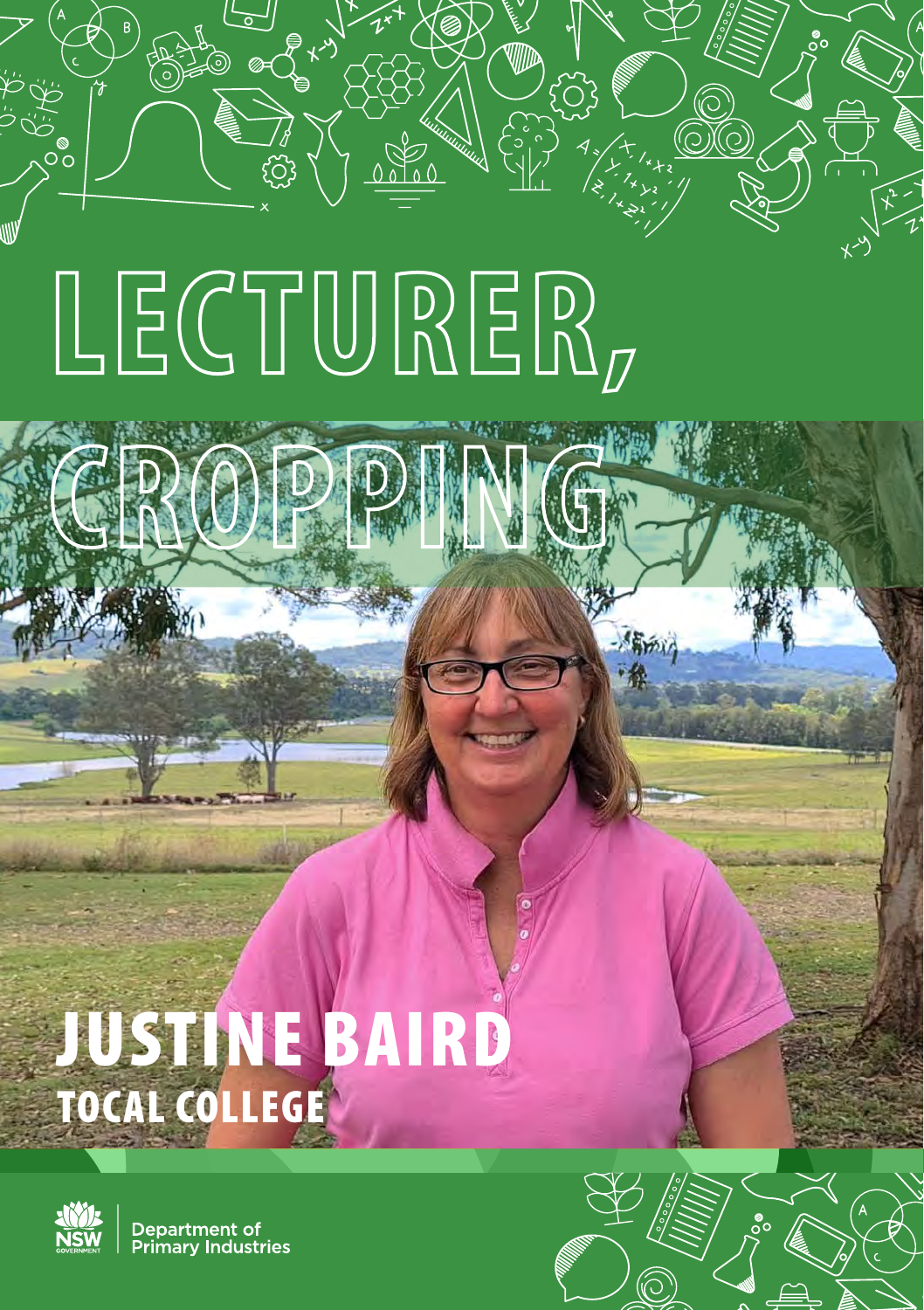# LECTURER, CROPPING

## JUSTINE BAIRD

### TOCAL COLLEGE

Department of Primary Industries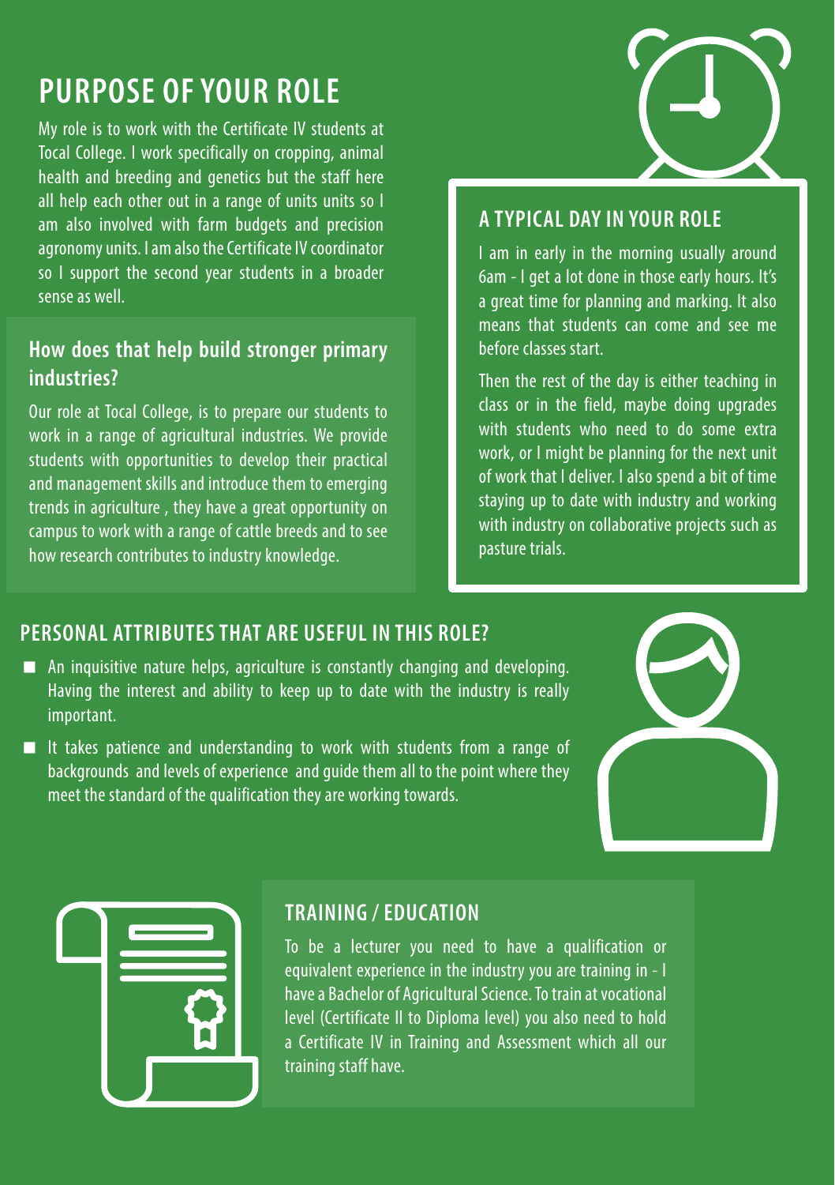## PURPOSE OF YOUR ROLE

My role is to work with the Certificate IV students at Tocal College. I work specifically on cropping, animal health and breeding and genetics but the staff here all help each other out in a range of units units so I am also involved with farm budgets and precision agronomy units. I am also the Certificate IV coordinator so I support the second year students in a broader sense as well.

### How does that help build stronger primary industries?

Our role at Tocal College, is to prepare our students to work in a range of agricultural industries. We provide students with opportunities to develop their practical and management skills and introduce them to emerging trends in agriculture , they have a great opportunity on campus to work with a range of cattle breeds and to see how research contributes to industry knowledge.

## A TYPICAL DAY IN YOUR ROLE

I am in early in the morning usually around 6am - I get a lot done in those early hours. It's a great time for planning and marking. It also means that students can come and see me before classes start.

Then the rest of the day is either teaching in class or in the field, maybe doing upgrades with students who need to do some extra work, or I might be planning for the next unit of work that I deliver. I also spend a bit of time staying up to date with industry and working with industry on collaborative projects such as pasture trials.

## PERSONAL ATTRIBUTES THAT ARE USEFUL IN THIS ROLE?

- An inquisitive nature helps, agriculture is constantly changing and developing. Having the interest and ability to keep up to date with the industry is really important.
- It takes patience and understanding to work with students from a range of backgrounds and levels of experience and guide them all to the point where they meet the standard of the qualification they are working towards.

## TRAINING / EDUCATION

To be a lecturer you need to have a qualification or equivalent experience in the industry you are training in - I have a Bachelor of Agricultural Science. To train at vocational level (Certificate II to Diploma level) you also need to hold a Certificate IV in Training and Assessment which all our training staff have.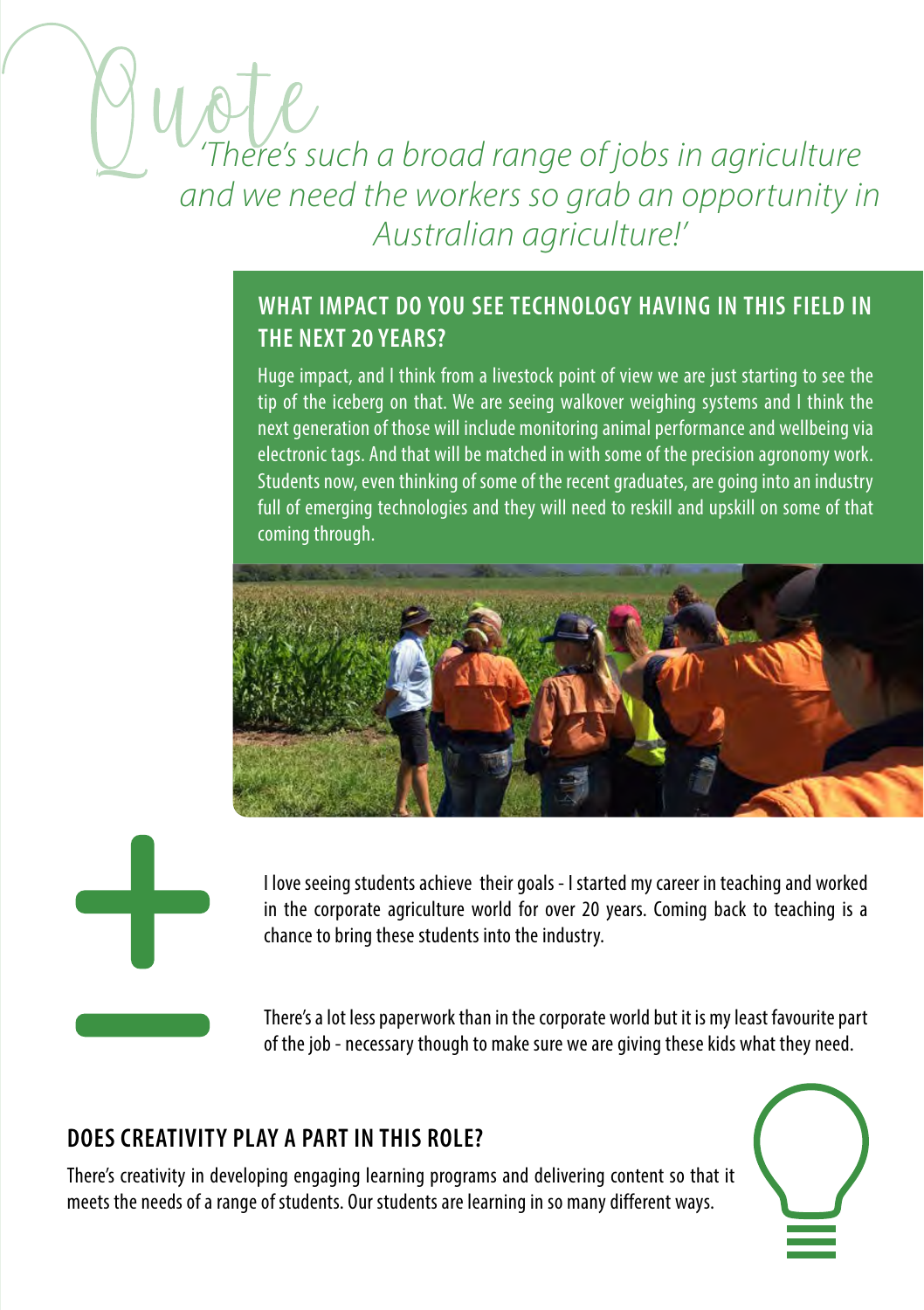*Quote*

*'There's such a broad range of jobs in agriculture and we need the workers so grab an opportunity in Australian agriculture!'*

## WHAT IMPACT DO YOU SEE TECHNOLOGY HAVING IN THIS FIELD IN THE NEXT 20 YEARS?

Huge impact, and I think from a livestock point of view we are just starting to see the tip of the iceberg on that. We are seeing walkover weighing systems and I think the next generation of those will include monitoring animal performance and wellbeing via electronic tags. And that will be matched in with some of the precision agronomy work. Students now, even thinking of some of the recent graduates, are going into an industry full of emerging technologies and they will need to reskill and upskill on some of that coming through.

\+ I love seeing students achieve their goals - I started my career in teaching and worked in the corporate agriculture world for over 20 years. Coming back to teaching is a chance to bring these students into the industry.

− There's a lot less paperwork than in the corporate world but it is my least favourite part of the job - necessary though to make sure we are giving these kids what they need.

## DOES CREATIVITY PLAY A PART IN THIS ROLE?

There's creativity in developing engaging learning programs and delivering content so that it meets the needs of a range of students. Our students are learning in so many different ways.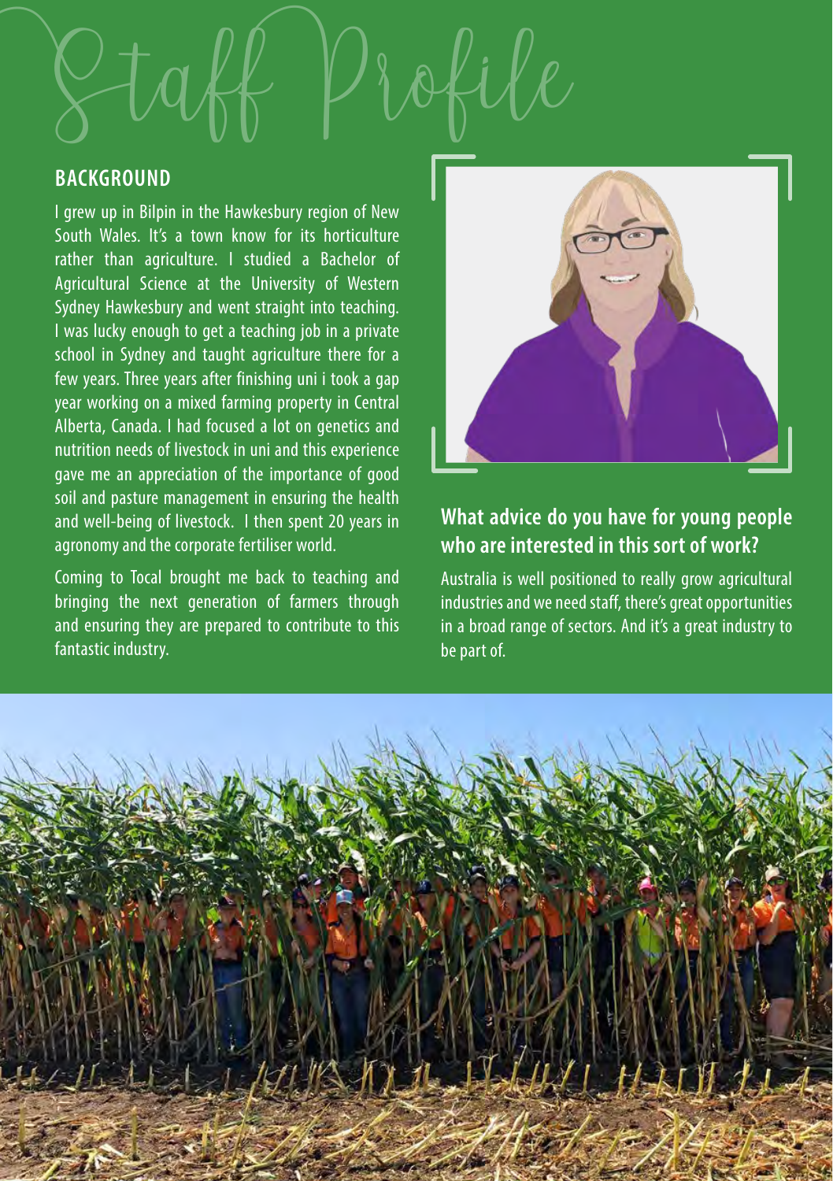# Staff Profile

## BACKGROUND

I grew up in Bilpin in the Hawkesbury region of New South Wales. It's a town know for its horticulture rather than agriculture. I studied a Bachelor of Agricultural Science at the University of Western Sydney Hawkesbury and went straight into teaching. I was lucky enough to get a teaching job in a private school in Sydney and taught agriculture there for a few years. Three years after finishing uni i took a gap year working on a mixed farming property in Central Alberta, Canada. I had focused a lot on genetics and nutrition needs of livestock in uni and this experience gave me an appreciation of the importance of good soil and pasture management in ensuring the health and well-being of livestock. I then spent 20 years in agronomy and the corporate fertiliser world.

Coming to Tocal brought me back to teaching and bringing the next generation of farmers through and ensuring they are prepared to contribute to this fantastic industry.

## What advice do you have for young people who are interested in this sort of work?

Australia is well positioned to really grow agricultural industries and we need staff, there's great opportunities in a broad range of sectors. And it's a great industry to be part of.